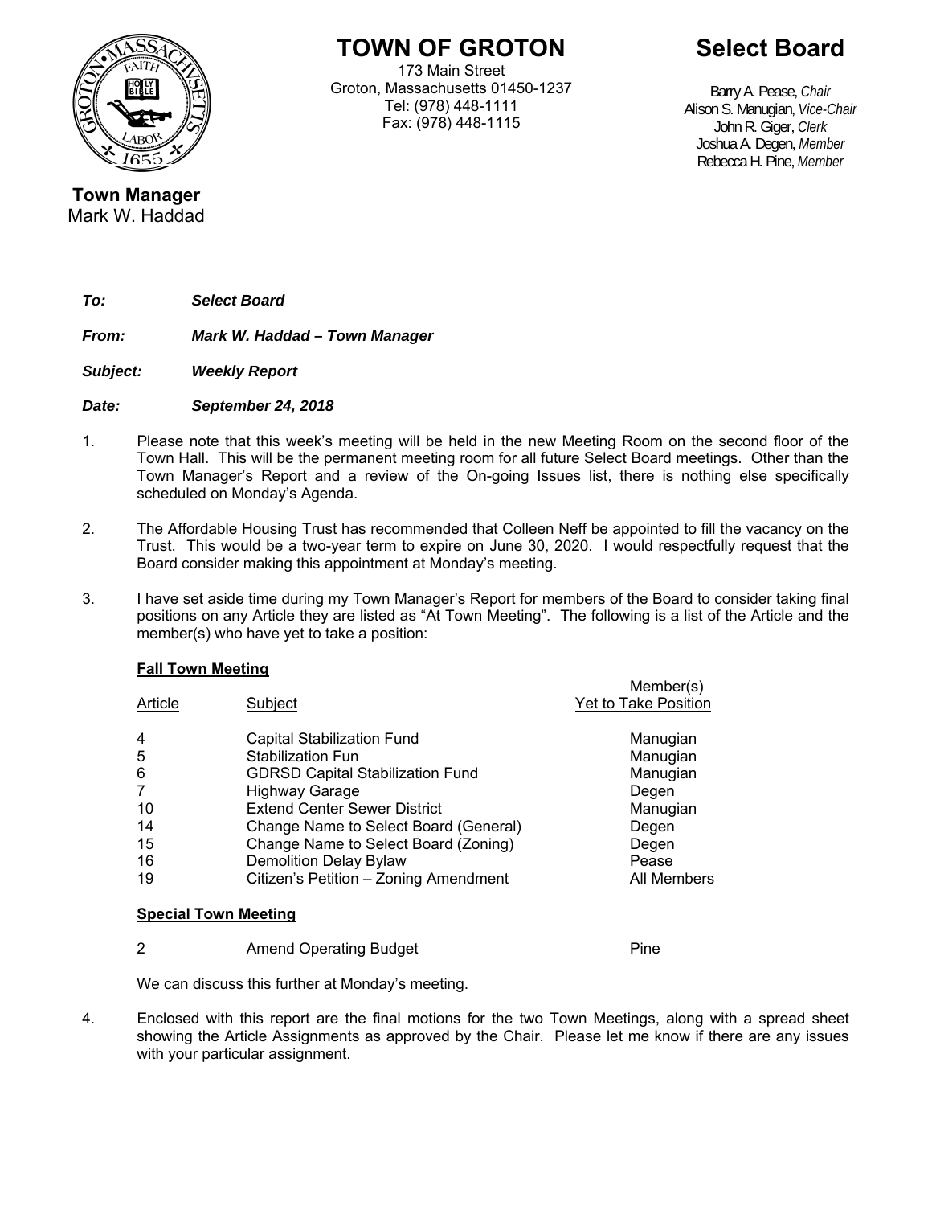# TOWN OF GROTON

173 Main Street
Groton, Massachusetts 01450-1237
Tel: (978) 448-1111
Fax: (978) 448-1115

# Select Board

Barry A. Pease, *Chair*
Alison S. Manugian, *Vice-Chair*
John R. Giger, *Clerk*
Joshua A. Degen, *Member*
Rebecca H. Pine, *Member*

**Town Manager**
Mark W. Haddad

***To:*** ***Select Board***

***From:*** ***Mark W. Haddad – Town Manager***

***Subject:*** ***Weekly Report***

***Date:*** ***September 24, 2018***

1. Please note that this week's meeting will be held in the new Meeting Room on the second floor of the Town Hall. This will be the permanent meeting room for all future Select Board meetings. Other than the Town Manager's Report and a review of the On-going Issues list, there is nothing else specifically scheduled on Monday's Agenda.

2. The Affordable Housing Trust has recommended that Colleen Neff be appointed to fill the vacancy on the Trust. This would be a two-year term to expire on June 30, 2020. I would respectfully request that the Board consider making this appointment at Monday's meeting.

3. I have set aside time during my Town Manager's Report for members of the Board to consider taking final positions on any Article they are listed as "At Town Meeting". The following is a list of the Article and the member(s) who have yet to take a position:

**Fall Town Meeting**

| Article | Subject | Member(s) Yet to Take Position |
|---|---|---|
| 4 | Capital Stabilization Fund | Manugian |
| 5 | Stabilization Fun | Manugian |
| 6 | GDRSD Capital Stabilization Fund | Manugian |
| 7 | Highway Garage | Degen |
| 10 | Extend Center Sewer District | Manugian |
| 14 | Change Name to Select Board (General) | Degen |
| 15 | Change Name to Select Board (Zoning) | Degen |
| 16 | Demolition Delay Bylaw | Pease |
| 19 | Citizen's Petition – Zoning Amendment | All Members |

**Special Town Meeting**

| Article | Subject | Member(s) Yet to Take Position |
|---|---|---|
| 2 | Amend Operating Budget | Pine |

We can discuss this further at Monday's meeting.

4. Enclosed with this report are the final motions for the two Town Meetings, along with a spread sheet showing the Article Assignments as approved by the Chair. Please let me know if there are any issues with your particular assignment.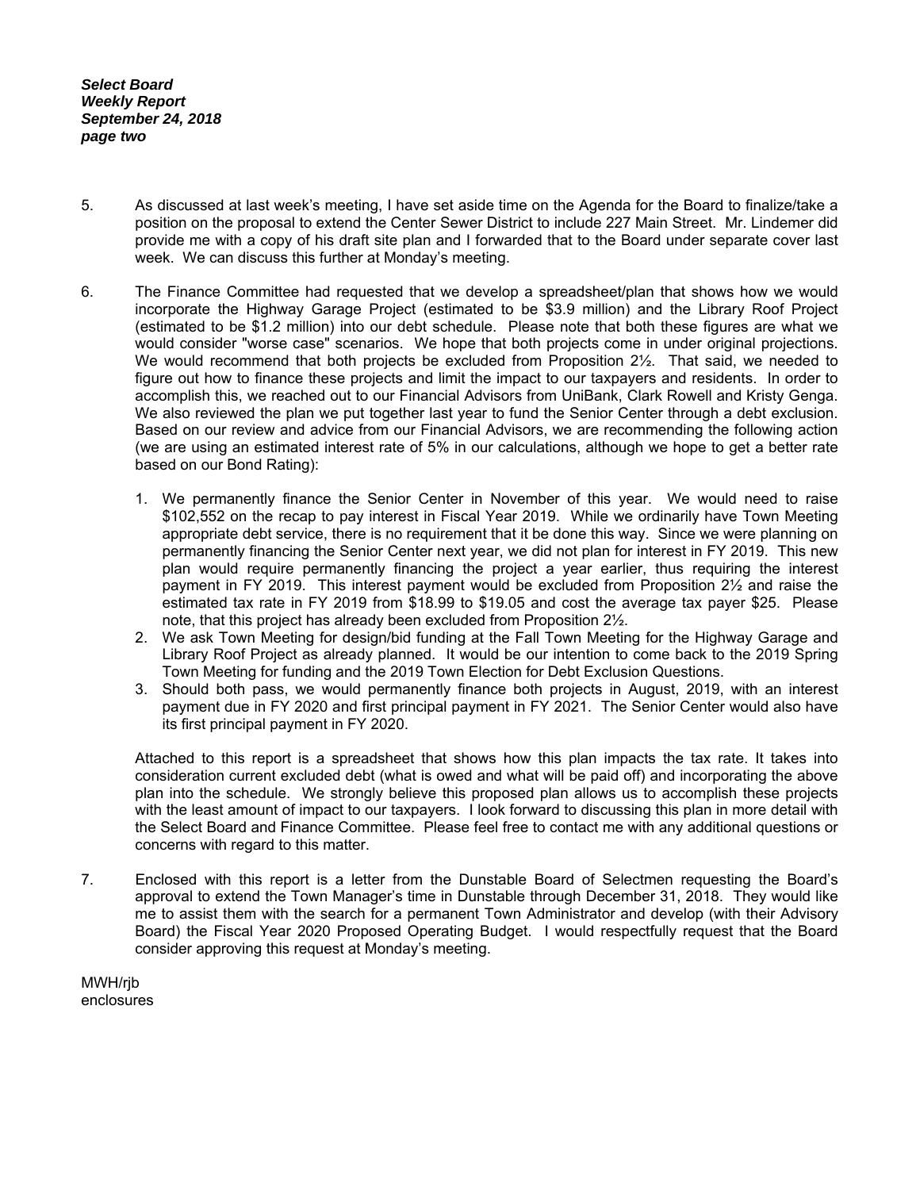5. As discussed at last week's meeting, I have set aside time on the Agenda for the Board to finalize/take a position on the proposal to extend the Center Sewer District to include 227 Main Street. Mr. Lindemer did provide me with a copy of his draft site plan and I forwarded that to the Board under separate cover last week. We can discuss this further at Monday's meeting.

6. The Finance Committee had requested that we develop a spreadsheet/plan that shows how we would incorporate the Highway Garage Project (estimated to be $3.9 million) and the Library Roof Project (estimated to be $1.2 million) into our debt schedule. Please note that both these figures are what we would consider "worse case" scenarios. We hope that both projects come in under original projections. We would recommend that both projects be excluded from Proposition 2½. That said, we needed to figure out how to finance these projects and limit the impact to our taxpayers and residents. In order to accomplish this, we reached out to our Financial Advisors from UniBank, Clark Rowell and Kristy Genga. We also reviewed the plan we put together last year to fund the Senior Center through a debt exclusion. Based on our review and advice from our Financial Advisors, we are recommending the following action (we are using an estimated interest rate of 5% in our calculations, although we hope to get a better rate based on our Bond Rating):

   1. We permanently finance the Senior Center in November of this year. We would need to raise $102,552 on the recap to pay interest in Fiscal Year 2019. While we ordinarily have Town Meeting appropriate debt service, there is no requirement that it be done this way. Since we were planning on permanently financing the Senior Center next year, we did not plan for interest in FY 2019. This new plan would require permanently financing the project a year earlier, thus requiring the interest payment in FY 2019. This interest payment would be excluded from Proposition 2½ and raise the estimated tax rate in FY 2019 from $18.99 to $19.05 and cost the average tax payer $25. Please note, that this project has already been excluded from Proposition 2½.
   2. We ask Town Meeting for design/bid funding at the Fall Town Meeting for the Highway Garage and Library Roof Project as already planned. It would be our intention to come back to the 2019 Spring Town Meeting for funding and the 2019 Town Election for Debt Exclusion Questions.
   3. Should both pass, we would permanently finance both projects in August, 2019, with an interest payment due in FY 2020 and first principal payment in FY 2021. The Senior Center would also have its first principal payment in FY 2020.

   Attached to this report is a spreadsheet that shows how this plan impacts the tax rate. It takes into consideration current excluded debt (what is owed and what will be paid off) and incorporating the above plan into the schedule. We strongly believe this proposed plan allows us to accomplish these projects with the least amount of impact to our taxpayers. I look forward to discussing this plan in more detail with the Select Board and Finance Committee. Please feel free to contact me with any additional questions or concerns with regard to this matter.

7. Enclosed with this report is a letter from the Dunstable Board of Selectmen requesting the Board's approval to extend the Town Manager's time in Dunstable through December 31, 2018. They would like me to assist them with the search for a permanent Town Administrator and develop (with their Advisory Board) the Fiscal Year 2020 Proposed Operating Budget. I would respectfully request that the Board consider approving this request at Monday's meeting.

MWH/rjb
enclosures